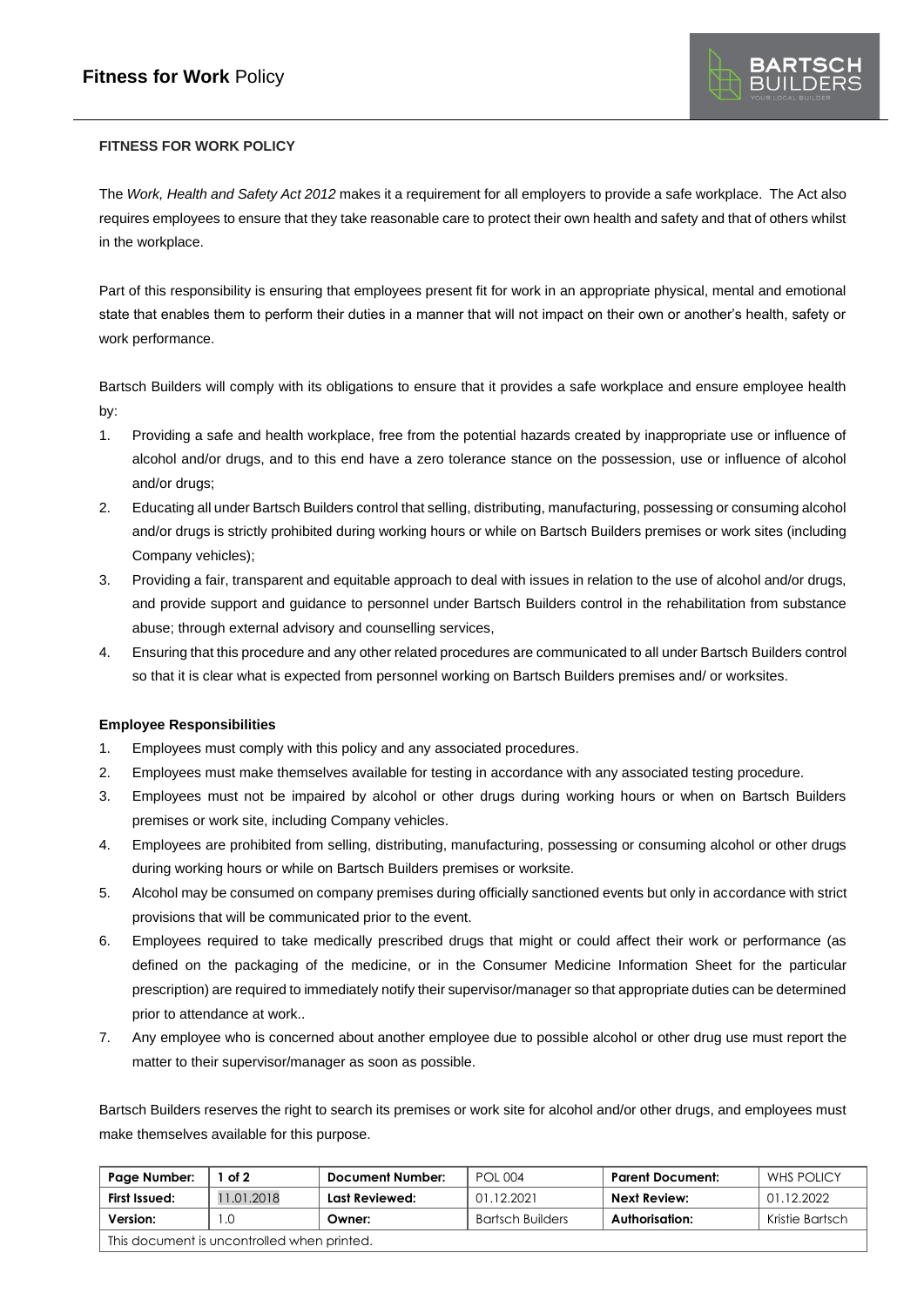**FITNESS FOR WORK POLICY**

The *Work, Health and Safety Act 2012* makes it a requirement for all employers to provide a safe workplace. The Act also requires employees to ensure that they take reasonable care to protect their own health and safety and that of others whilst in the workplace.

Part of this responsibility is ensuring that employees present fit for work in an appropriate physical, mental and emotional state that enables them to perform their duties in a manner that will not impact on their own or another's health, safety or work performance.

Bartsch Builders will comply with its obligations to ensure that it provides a safe workplace and ensure employee health by:

1. Providing a safe and health workplace, free from the potential hazards created by inappropriate use or influence of alcohol and/or drugs, and to this end have a zero tolerance stance on the possession, use or influence of alcohol and/or drugs;
2. Educating all under Bartsch Builders control that selling, distributing, manufacturing, possessing or consuming alcohol and/or drugs is strictly prohibited during working hours or while on Bartsch Builders premises or work sites (including Company vehicles);
3. Providing a fair, transparent and equitable approach to deal with issues in relation to the use of alcohol and/or drugs, and provide support and guidance to personnel under Bartsch Builders control in the rehabilitation from substance abuse; through external advisory and counselling services,
4. Ensuring that this procedure and any other related procedures are communicated to all under Bartsch Builders control so that it is clear what is expected from personnel working on Bartsch Builders premises and/ or worksites.

**Employee Responsibilities**

1. Employees must comply with this policy and any associated procedures.
2. Employees must make themselves available for testing in accordance with any associated testing procedure.
3. Employees must not be impaired by alcohol or other drugs during working hours or when on Bartsch Builders premises or work site, including Company vehicles.
4. Employees are prohibited from selling, distributing, manufacturing, possessing or consuming alcohol or other drugs during working hours or while on Bartsch Builders premises or worksite.
5. Alcohol may be consumed on company premises during officially sanctioned events but only in accordance with strict provisions that will be communicated prior to the event.
6. Employees required to take medically prescribed drugs that might or could affect their work or performance (as defined on the packaging of the medicine, or in the Consumer Medicine Information Sheet for the particular prescription) are required to immediately notify their supervisor/manager so that appropriate duties can be determined prior to attendance at work..
7. Any employee who is concerned about another employee due to possible alcohol or other drug use must report the matter to their supervisor/manager as soon as possible.

Bartsch Builders reserves the right to search its premises or work site for alcohol and/or other drugs, and employees must make themselves available for this purpose.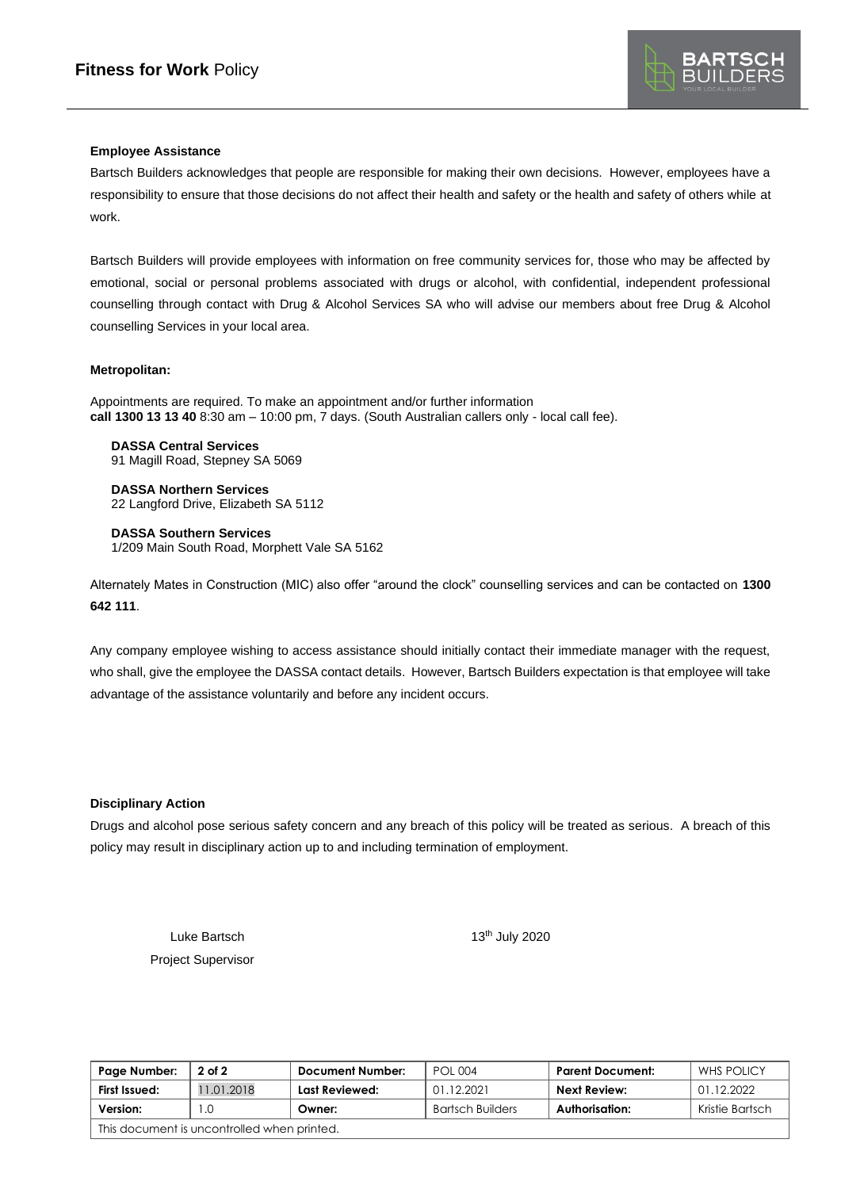### Employee Assistance

Bartsch Builders acknowledges that people are responsible for making their own decisions. However, employees have a responsibility to ensure that those decisions do not affect their health and safety or the health and safety of others while at work.

Bartsch Builders will provide employees with information on free community services for, those who may be affected by emotional, social or personal problems associated with drugs or alcohol, with confidential, independent professional counselling through contact with Drug & Alcohol Services SA who will advise our members about free Drug & Alcohol counselling Services in your local area.

**Metropolitan:**

Appointments are required. To make an appointment and/or further information
**call 1300 13 13 40** 8:30 am – 10:00 pm, 7 days. (South Australian callers only - local call fee).

**DASSA Central Services**
91 Magill Road, Stepney SA 5069

**DASSA Northern Services**
22 Langford Drive, Elizabeth SA 5112

**DASSA Southern Services**
1/209 Main South Road, Morphett Vale SA 5162

Alternately Mates in Construction (MIC) also offer "around the clock" counselling services and can be contacted on **1300 642 111**.

Any company employee wishing to access assistance should initially contact their immediate manager with the request, who shall, give the employee the DASSA contact details. However, Bartsch Builders expectation is that employee will take advantage of the assistance voluntarily and before any incident occurs.

### Disciplinary Action

Drugs and alcohol pose serious safety concern and any breach of this policy will be treated as serious. A breach of this policy may result in disciplinary action up to and including termination of employment.

Luke Bartsch
Project Supervisor

13th July 2020

| Page Number: | 2 of 2 | Document Number: | POL 004 | Parent Document: | WHS POLICY |
|---|---|---|---|---|---|
| First Issued: | 11.01.2018 | Last Reviewed: | 01.12.2021 | Next Review: | 01.12.2022 |
| Version: | 1.0 | Owner: | Bartsch Builders | Authorisation: | Kristie Bartsch |
| This document is uncontrolled when printed. | | | | | |